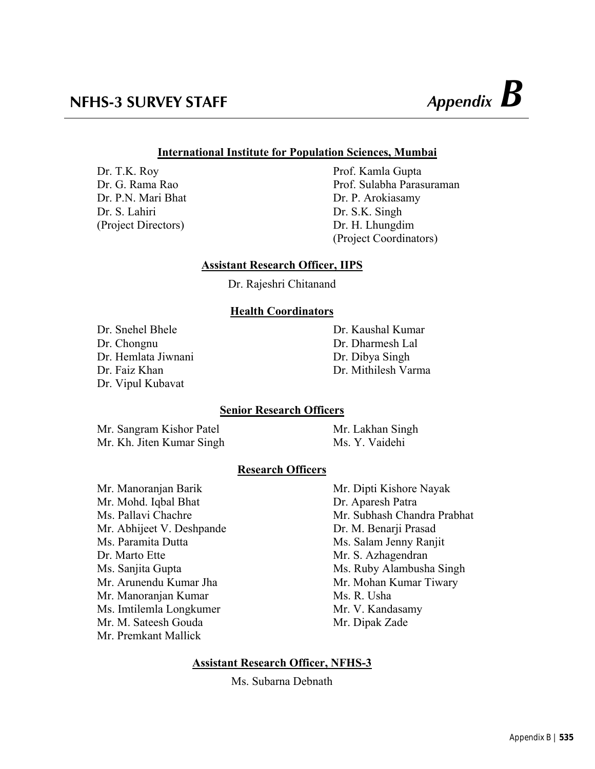# NFHS-3 SURVEY STAFF *Appendix B*

## International Institute for Population Sciences, Mumbai

Dr. T.K. Roy
Dr. G. Rama Rao
Dr. P.N. Mari Bhat
Dr. S. Lahiri
(Project Directors)

Prof. Kamla Gupta
Prof. Sulabha Parasuraman
Dr. P. Arokiasamy
Dr. S.K. Singh
Dr. H. Lhungdim
(Project Coordinators)

### Assistant Research Officer, IIPS

Dr. Rajeshri Chitanand

### Health Coordinators

Dr. Snehel Bhele
Dr. Chongnu
Dr. Hemlata Jiwnani
Dr. Faiz Khan
Dr. Vipul Kubavat
Dr. Kaushal Kumar
Dr. Dharmesh Lal
Dr. Dibya Singh
Dr. Mithilesh Varma

### Senior Research Officers

Mr. Sangram Kishor Patel
Mr. Kh. Jiten Kumar Singh
Mr. Lakhan Singh
Ms. Y. Vaidehi

### Research Officers

Mr. Manoranjan Barik
Mr. Mohd. Iqbal Bhat
Ms. Pallavi Chachre
Mr. Abhijeet V. Deshpande
Ms. Paramita Dutta
Dr. Marto Ette
Ms. Sanjita Gupta
Mr. Arunendu Kumar Jha
Mr. Manoranjan Kumar
Ms. Imtilemla Longkumer
Mr. M. Sateesh Gouda
Mr. Premkant Mallick
Mr. Dipti Kishore Nayak
Dr. Aparesh Patra
Mr. Subhash Chandra Prabhat
Dr. M. Benarji Prasad
Ms. Salam Jenny Ranjit
Mr. S. Azhagendran
Ms. Ruby Alambusha Singh
Mr. Mohan Kumar Tiwary
Ms. R. Usha
Mr. V. Kandasamy
Mr. Dipak Zade

### Assistant Research Officer, NFHS-3

Ms. Subarna Debnath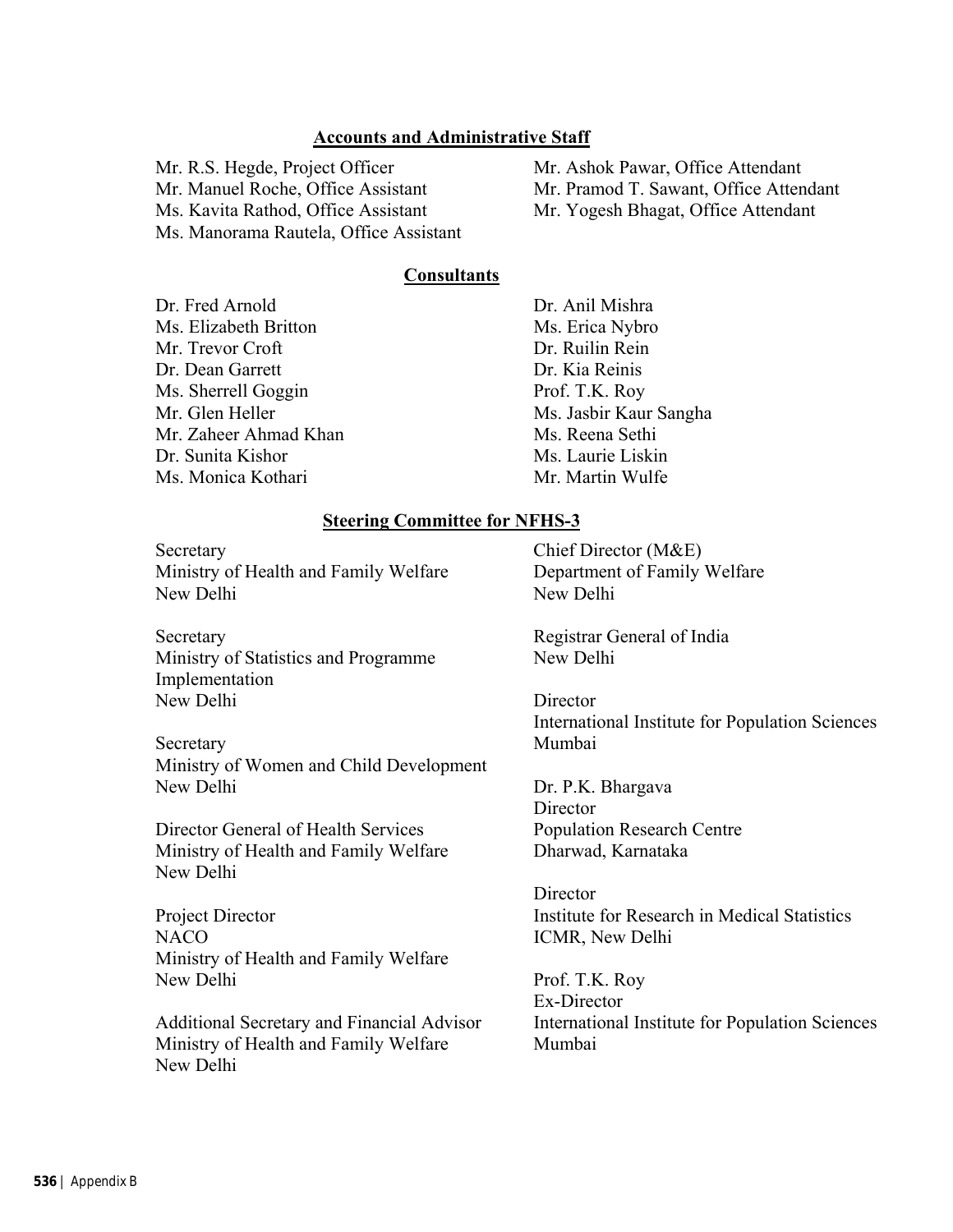## Accounts and Administrative Staff

Mr. R.S. Hegde, Project Officer
Mr. Manuel Roche, Office Assistant
Ms. Kavita Rathod, Office Assistant
Ms. Manorama Rautela, Office Assistant
Mr. Ashok Pawar, Office Attendant
Mr. Pramod T. Sawant, Office Attendant
Mr. Yogesh Bhagat, Office Attendant

## Consultants

Dr. Fred Arnold
Ms. Elizabeth Britton
Mr. Trevor Croft
Dr. Dean Garrett
Ms. Sherrell Goggin
Mr. Glen Heller
Mr. Zaheer Ahmad Khan
Dr. Sunita Kishor
Ms. Monica Kothari
Dr. Anil Mishra
Ms. Erica Nybro
Dr. Ruilin Rein
Dr. Kia Reinis
Prof. T.K. Roy
Ms. Jasbir Kaur Sangha
Ms. Reena Sethi
Ms. Laurie Liskin
Mr. Martin Wulfe

## Steering Committee for NFHS-3

Secretary
Ministry of Health and Family Welfare
New Delhi

Secretary
Ministry of Statistics and Programme Implementation
New Delhi

Secretary
Ministry of Women and Child Development
New Delhi

Director General of Health Services
Ministry of Health and Family Welfare
New Delhi

Project Director
NACO
Ministry of Health and Family Welfare
New Delhi

Additional Secretary and Financial Advisor
Ministry of Health and Family Welfare
New Delhi

Chief Director (M&E)
Department of Family Welfare
New Delhi

Registrar General of India
New Delhi

Director
International Institute for Population Sciences
Mumbai

Dr. P.K. Bhargava
Director
Population Research Centre
Dharwad, Karnataka

Director
Institute for Research in Medical Statistics
ICMR, New Delhi

Prof. T.K. Roy
Ex-Director
International Institute for Population Sciences
Mumbai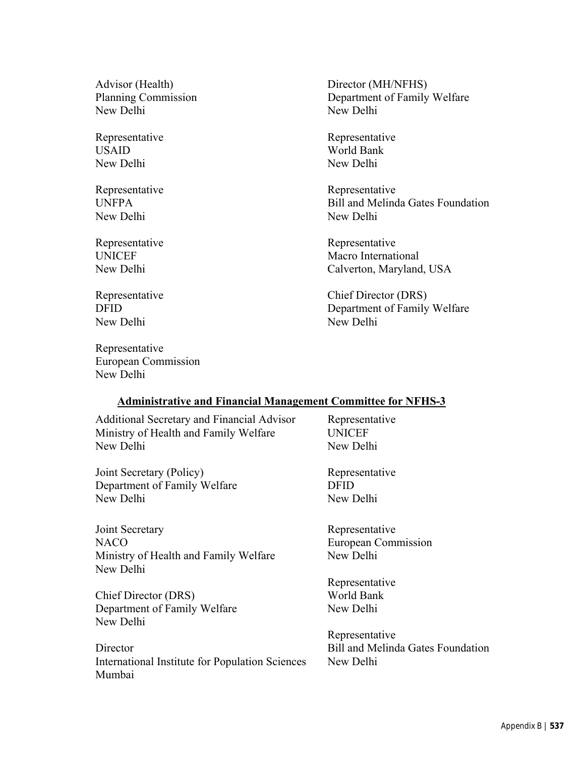Advisor (Health)
Planning Commission
New Delhi

Representative
USAID
New Delhi

Representative
UNFPA
New Delhi

Representative
UNICEF
New Delhi

Representative
DFID
New Delhi

Representative
European Commission
New Delhi

Director (MH/NFHS)
Department of Family Welfare
New Delhi

Representative
World Bank
New Delhi

Representative
Bill and Melinda Gates Foundation
New Delhi

Representative
Macro International
Calverton, Maryland, USA

Chief Director (DRS)
Department of Family Welfare
New Delhi

## Administrative and Financial Management Committee for NFHS-3

Additional Secretary and Financial Advisor
Ministry of Health and Family Welfare
New Delhi

Joint Secretary (Policy)
Department of Family Welfare
New Delhi

Joint Secretary
NACO
Ministry of Health and Family Welfare
New Delhi

Chief Director (DRS)
Department of Family Welfare
New Delhi

Director
International Institute for Population Sciences
Mumbai

Representative
UNICEF
New Delhi

Representative
DFID
New Delhi

Representative
European Commission
New Delhi

Representative
World Bank
New Delhi

Representative
Bill and Melinda Gates Foundation
New Delhi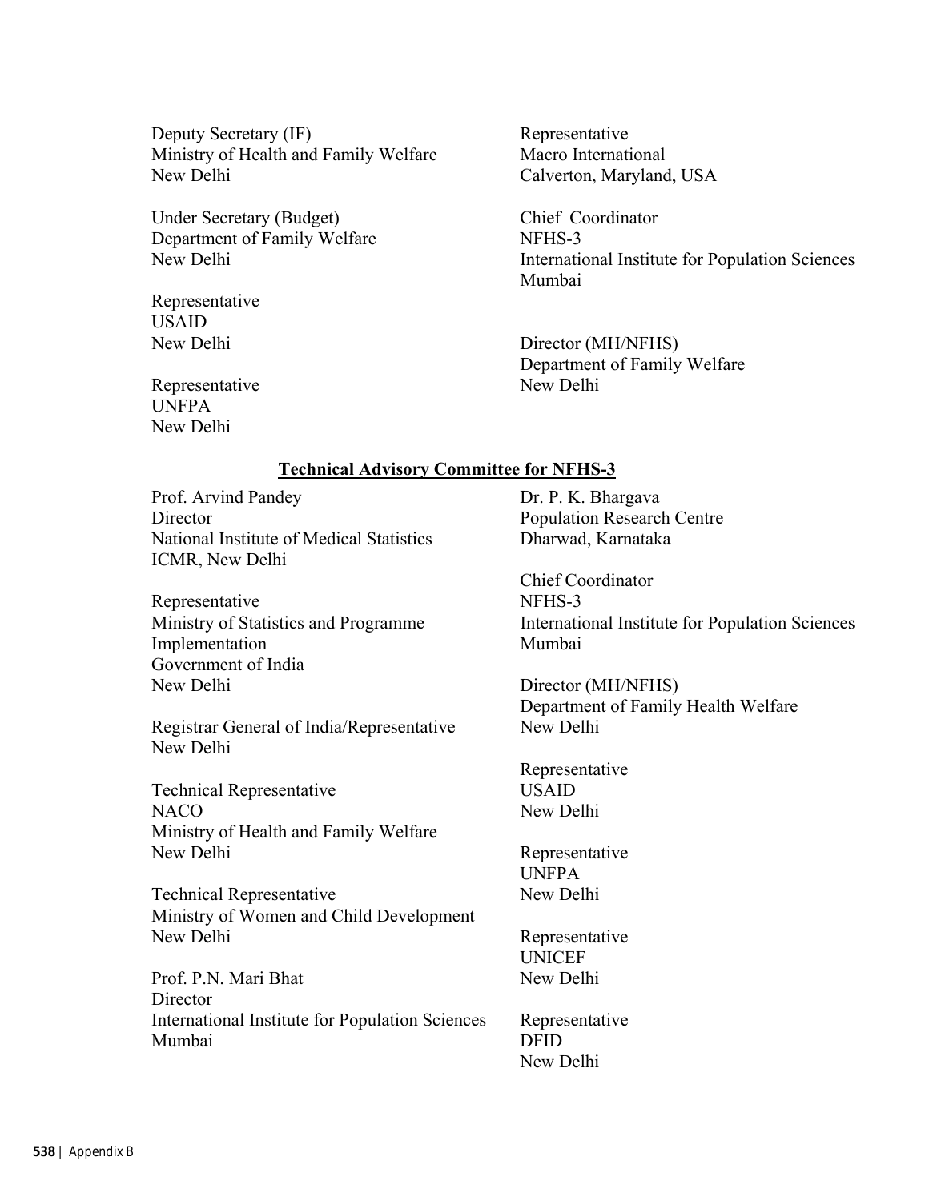Deputy Secretary (IF)
Ministry of Health and Family Welfare
New Delhi

Under Secretary (Budget)
Department of Family Welfare
New Delhi

Representative
USAID
New Delhi

Representative
UNFPA
New Delhi

Representative
Macro International
Calverton, Maryland, USA

Chief Coordinator
NFHS-3
International Institute for Population Sciences
Mumbai

Director (MH/NFHS)
Department of Family Welfare
New Delhi

## Technical Advisory Committee for NFHS-3

Prof. Arvind Pandey
Director
National Institute of Medical Statistics
ICMR, New Delhi

Representative
Ministry of Statistics and Programme Implementation
Government of India
New Delhi

Registrar General of India/Representative
New Delhi

Technical Representative
NACO
Ministry of Health and Family Welfare
New Delhi

Technical Representative
Ministry of Women and Child Development
New Delhi

Prof. P.N. Mari Bhat
Director
International Institute for Population Sciences
Mumbai

Dr. P. K. Bhargava
Population Research Centre
Dharwad, Karnataka

Chief Coordinator
NFHS-3
International Institute for Population Sciences
Mumbai

Director (MH/NFHS)
Department of Family Health Welfare
New Delhi

Representative
USAID
New Delhi

Representative
UNFPA
New Delhi

Representative
UNICEF
New Delhi

Representative
DFID
New Delhi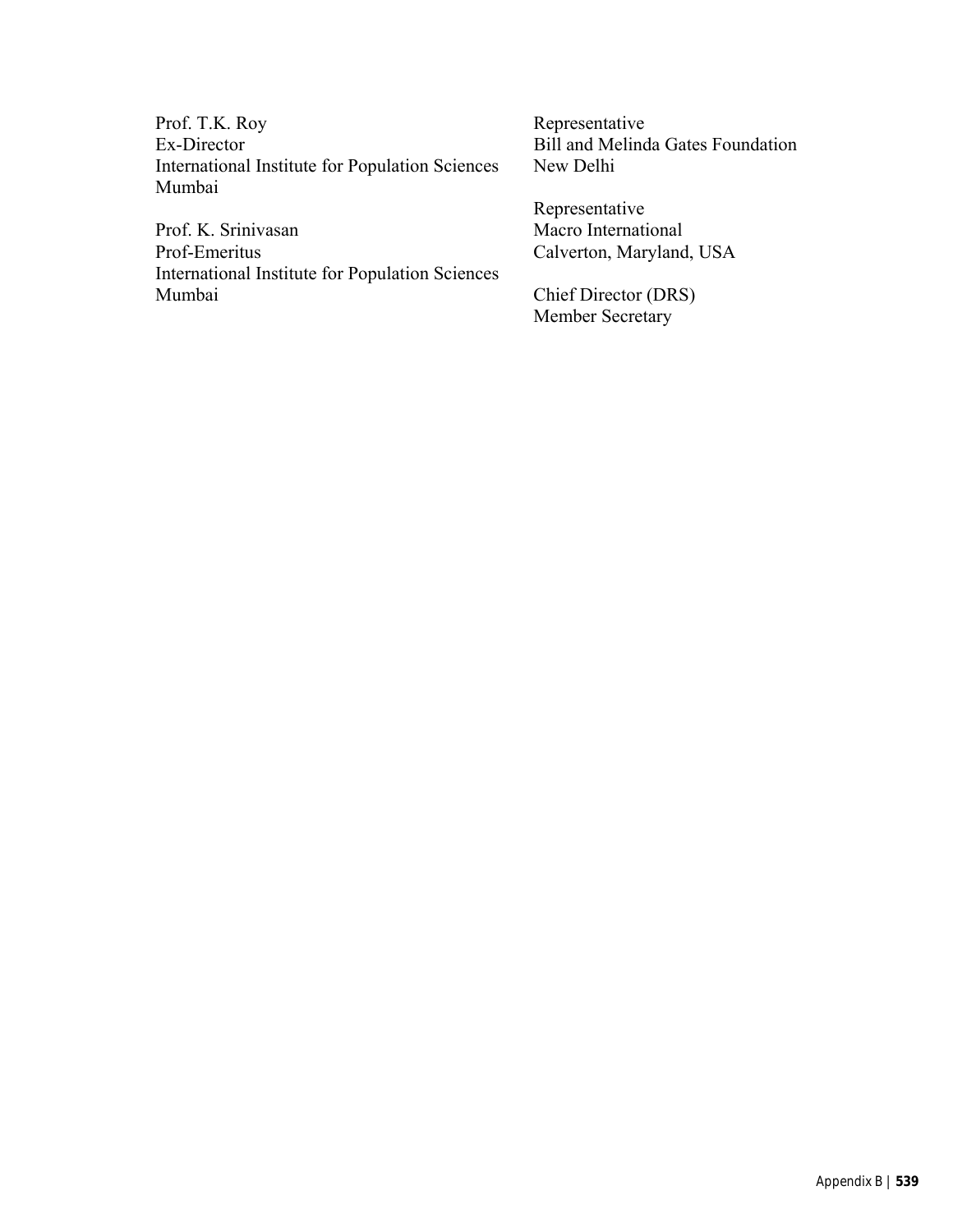Prof. T.K. Roy
Ex-Director
International Institute for Population Sciences
Mumbai

Prof. K. Srinivasan
Prof-Emeritus
International Institute for Population Sciences
Mumbai

Representative
Bill and Melinda Gates Foundation
New Delhi

Representative
Macro International
Calverton, Maryland, USA

Chief Director (DRS)
Member Secretary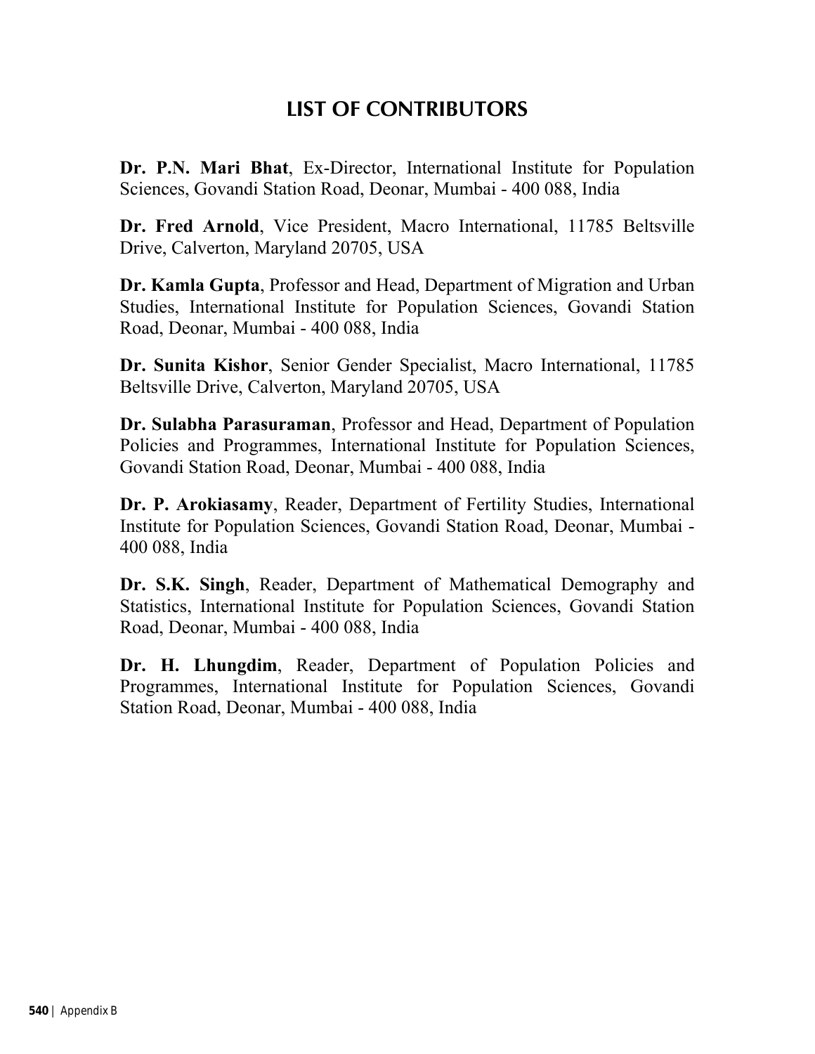# LIST OF CONTRIBUTORS

**Dr. P.N. Mari Bhat**, Ex-Director, International Institute for Population Sciences, Govandi Station Road, Deonar, Mumbai - 400 088, India

**Dr. Fred Arnold**, Vice President, Macro International, 11785 Beltsville Drive, Calverton, Maryland 20705, USA

**Dr. Kamla Gupta**, Professor and Head, Department of Migration and Urban Studies, International Institute for Population Sciences, Govandi Station Road, Deonar, Mumbai - 400 088, India

**Dr. Sunita Kishor**, Senior Gender Specialist, Macro International, 11785 Beltsville Drive, Calverton, Maryland 20705, USA

**Dr. Sulabha Parasuraman**, Professor and Head, Department of Population Policies and Programmes, International Institute for Population Sciences, Govandi Station Road, Deonar, Mumbai - 400 088, India

**Dr. P. Arokiasamy**, Reader, Department of Fertility Studies, International Institute for Population Sciences, Govandi Station Road, Deonar, Mumbai - 400 088, India

**Dr. S.K. Singh**, Reader, Department of Mathematical Demography and Statistics, International Institute for Population Sciences, Govandi Station Road, Deonar, Mumbai - 400 088, India

**Dr. H. Lhungdim**, Reader, Department of Population Policies and Programmes, International Institute for Population Sciences, Govandi Station Road, Deonar, Mumbai - 400 088, India